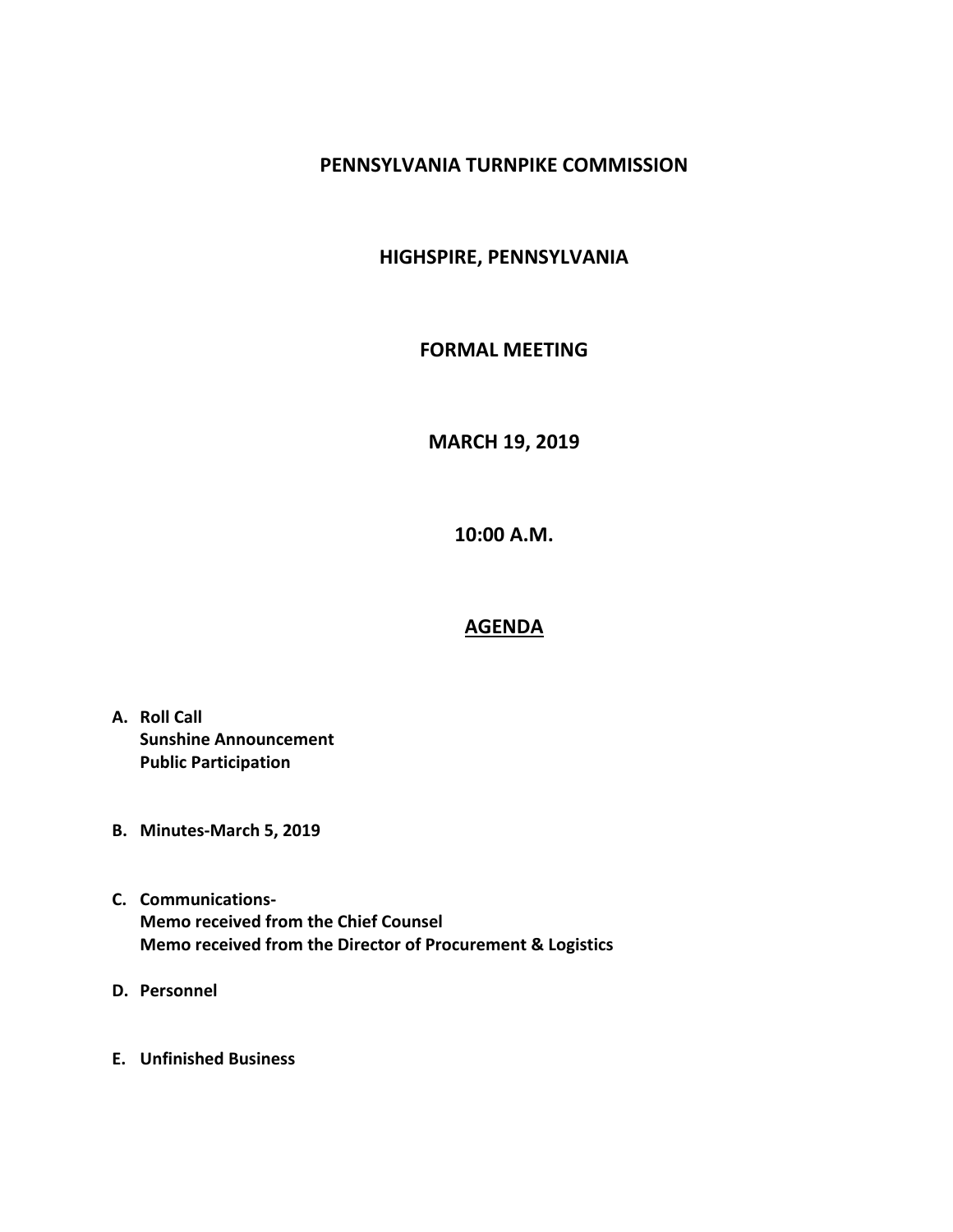# PENNSYLVANIA TURNPIKE COMMISSION

## HIGHSPIRE, PENNSYLVANIA

## FORMAL MEETING

## MARCH 19, 2019

## 10:00 A.M.

## AGENDA

- **A. Roll Call**
  **Sunshine Announcement**
  **Public Participation**

- **B. Minutes-March 5, 2019**

- **C. Communications-**
  **Memo received from the Chief Counsel**
  **Memo received from the Director of Procurement & Logistics**

- **D. Personnel**

- **E. Unfinished Business**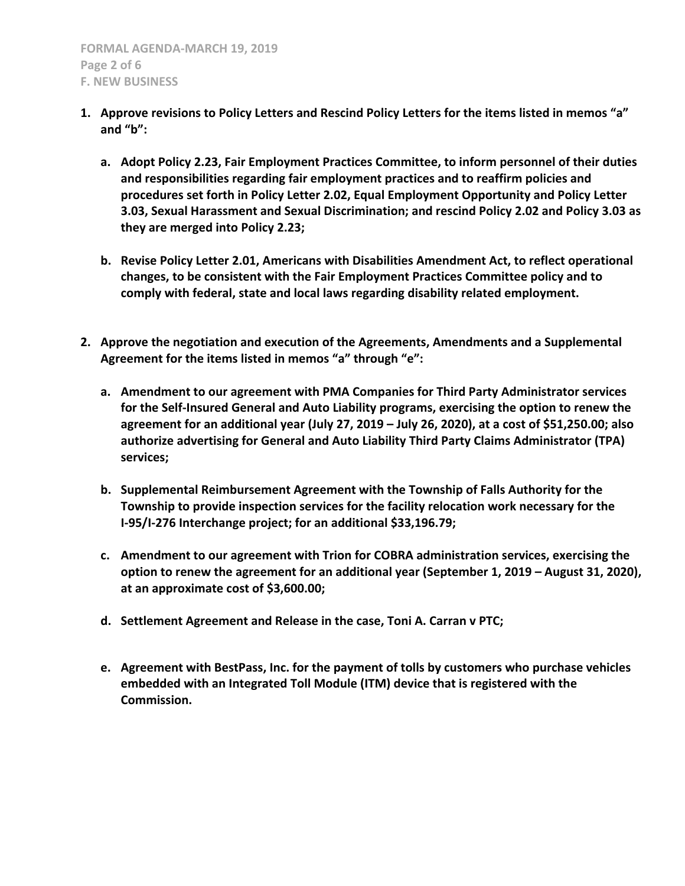1. **Approve revisions to Policy Letters and Rescind Policy Letters for the items listed in memos "a" and "b":**

   a. **Adopt Policy 2.23, Fair Employment Practices Committee, to inform personnel of their duties and responsibilities regarding fair employment practices and to reaffirm policies and procedures set forth in Policy Letter 2.02, Equal Employment Opportunity and Policy Letter 3.03, Sexual Harassment and Sexual Discrimination; and rescind Policy 2.02 and Policy 3.03 as they are merged into Policy 2.23;**

   b. **Revise Policy Letter 2.01, Americans with Disabilities Amendment Act, to reflect operational changes, to be consistent with the Fair Employment Practices Committee policy and to comply with federal, state and local laws regarding disability related employment.**

2. **Approve the negotiation and execution of the Agreements, Amendments and a Supplemental Agreement for the items listed in memos "a" through "e":**

   a. **Amendment to our agreement with PMA Companies for Third Party Administrator services for the Self-Insured General and Auto Liability programs, exercising the option to renew the agreement for an additional year (July 27, 2019 – July 26, 2020), at a cost of $51,250.00; also authorize advertising for General and Auto Liability Third Party Claims Administrator (TPA) services;**

   b. **Supplemental Reimbursement Agreement with the Township of Falls Authority for the Township to provide inspection services for the facility relocation work necessary for the I-95/I-276 Interchange project; for an additional $33,196.79;**

   c. **Amendment to our agreement with Trion for COBRA administration services, exercising the option to renew the agreement for an additional year (September 1, 2019 – August 31, 2020), at an approximate cost of $3,600.00;**

   d. **Settlement Agreement and Release in the case, Toni A. Carran v PTC;**

   e. **Agreement with BestPass, Inc. for the payment of tolls by customers who purchase vehicles embedded with an Integrated Toll Module (ITM) device that is registered with the Commission.**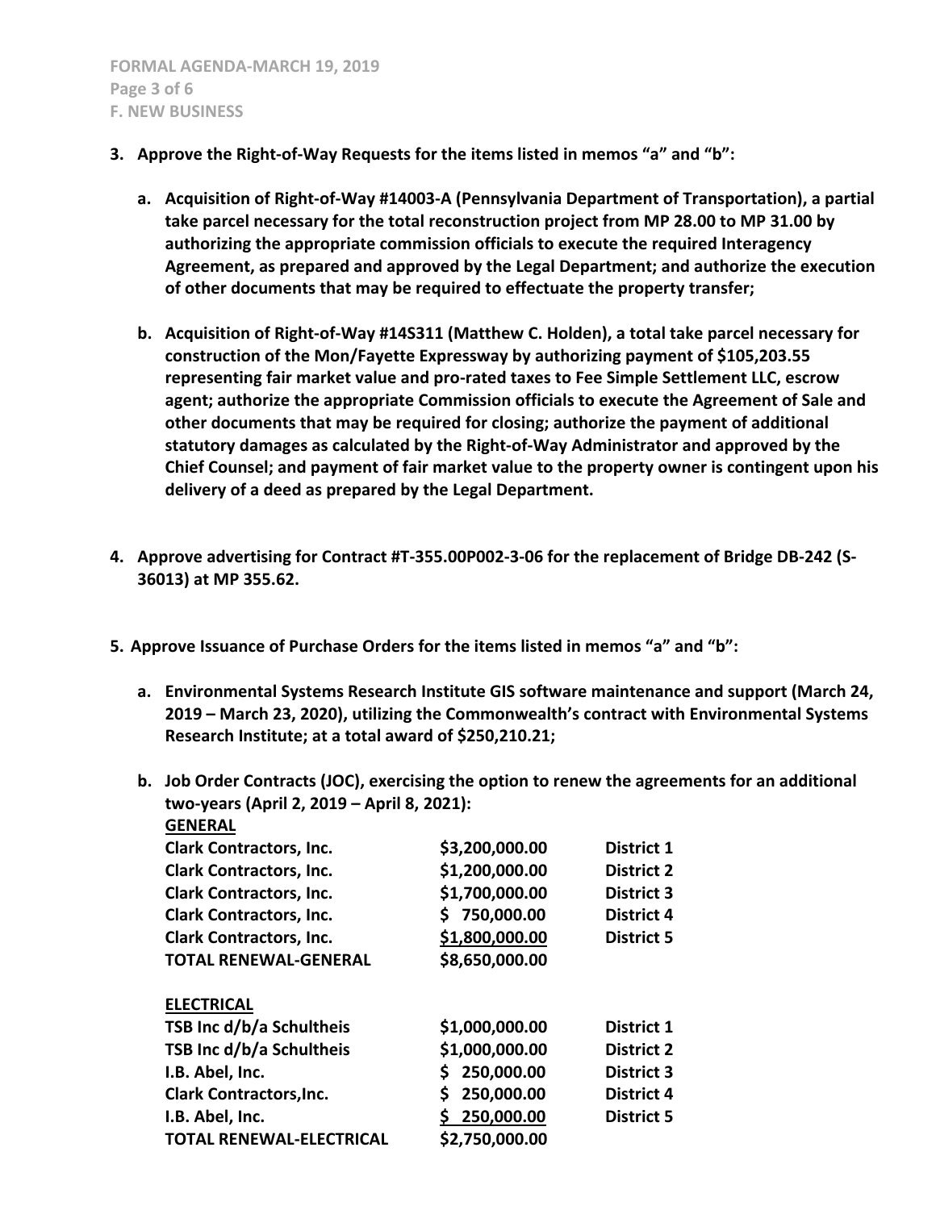3. **Approve the Right-of-Way Requests for the items listed in memos "a" and "b":**

   a. **Acquisition of Right-of-Way #14003-A (Pennsylvania Department of Transportation), a partial take parcel necessary for the total reconstruction project from MP 28.00 to MP 31.00 by authorizing the appropriate commission officials to execute the required Interagency Agreement, as prepared and approved by the Legal Department; and authorize the execution of other documents that may be required to effectuate the property transfer;**

   b. **Acquisition of Right-of-Way #14S311 (Matthew C. Holden), a total take parcel necessary for construction of the Mon/Fayette Expressway by authorizing payment of $105,203.55 representing fair market value and pro-rated taxes to Fee Simple Settlement LLC, escrow agent; authorize the appropriate Commission officials to execute the Agreement of Sale and other documents that may be required for closing; authorize the payment of additional statutory damages as calculated by the Right-of-Way Administrator and approved by the Chief Counsel; and payment of fair market value to the property owner is contingent upon his delivery of a deed as prepared by the Legal Department.**

4. **Approve advertising for Contract #T-355.00P002-3-06 for the replacement of Bridge DB-242 (S-36013) at MP 355.62.**

5. **Approve Issuance of Purchase Orders for the items listed in memos "a" and "b":**

   a. **Environmental Systems Research Institute GIS software maintenance and support (March 24, 2019 – March 23, 2020), utilizing the Commonwealth's contract with Environmental Systems Research Institute; at a total award of $250,210.21;**

   b. **Job Order Contracts (JOC), exercising the option to renew the agreements for an additional two-years (April 2, 2019 – April 8, 2021):**

| **GENERAL** | | |
|---|---|---|
| Clark Contractors, Inc. | $3,200,000.00 | District 1 |
| Clark Contractors, Inc. | $1,200,000.00 | District 2 |
| Clark Contractors, Inc. | $1,700,000.00 | District 3 |
| Clark Contractors, Inc. | $ 750,000.00 | District 4 |
| Clark Contractors, Inc. | $1,800,000.00 | District 5 |
| **TOTAL RENEWAL-GENERAL** | **$8,650,000.00** | |

| **ELECTRICAL** | | |
|---|---|---|
| TSB Inc d/b/a Schultheis | $1,000,000.00 | District 1 |
| TSB Inc d/b/a Schultheis | $1,000,000.00 | District 2 |
| I.B. Abel, Inc. | $ 250,000.00 | District 3 |
| Clark Contractors,Inc. | $ 250,000.00 | District 4 |
| I.B. Abel, Inc. | $ 250,000.00 | District 5 |
| **TOTAL RENEWAL-ELECTRICAL** | **$2,750,000.00** | |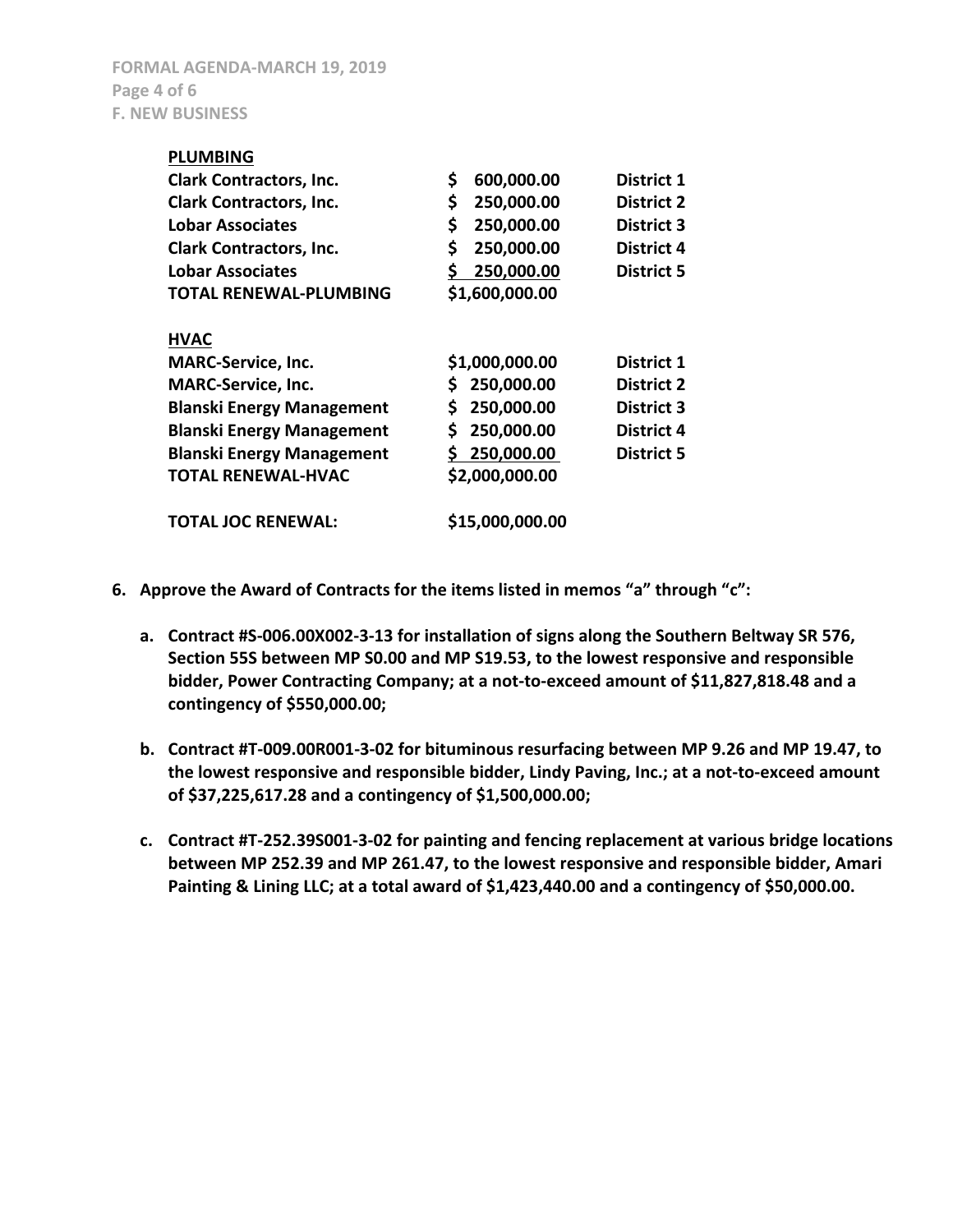**PLUMBING**

| | | |
|---|---|---|
| **Clark Contractors, Inc.** | **$ 600,000.00** | **District 1** |
| **Clark Contractors, Inc.** | **$ 250,000.00** | **District 2** |
| **Lobar Associates** | **$ 250,000.00** | **District 3** |
| **Clark Contractors, Inc.** | **$ 250,000.00** | **District 4** |
| **Lobar Associates** | **$ 250,000.00** | **District 5** |
| **TOTAL RENEWAL-PLUMBING** | **$1,600,000.00** | |

**HVAC**

| | | |
|---|---|---|
| **MARC-Service, Inc.** | **$1,000,000.00** | **District 1** |
| **MARC-Service, Inc.** | **$ 250,000.00** | **District 2** |
| **Blanski Energy Management** | **$ 250,000.00** | **District 3** |
| **Blanski Energy Management** | **$ 250,000.00** | **District 4** |
| **Blanski Energy Management** | **$ 250,000.00** | **District 5** |
| **TOTAL RENEWAL-HVAC** | **$2,000,000.00** | |

**TOTAL JOC RENEWAL: $15,000,000.00**

**6. Approve the Award of Contracts for the items listed in memos "a" through "c":**

- **a. Contract #S-006.00X002-3-13 for installation of signs along the Southern Beltway SR 576, Section 55S between MP S0.00 and MP S19.53, to the lowest responsive and responsible bidder, Power Contracting Company; at a not-to-exceed amount of $11,827,818.48 and a contingency of $550,000.00;**

- **b. Contract #T-009.00R001-3-02 for bituminous resurfacing between MP 9.26 and MP 19.47, to the lowest responsive and responsible bidder, Lindy Paving, Inc.; at a not-to-exceed amount of $37,225,617.28 and a contingency of $1,500,000.00;**

- **c. Contract #T-252.39S001-3-02 for painting and fencing replacement at various bridge locations between MP 252.39 and MP 261.47, to the lowest responsive and responsible bidder, Amari Painting & Lining LLC; at a total award of $1,423,440.00 and a contingency of $50,000.00.**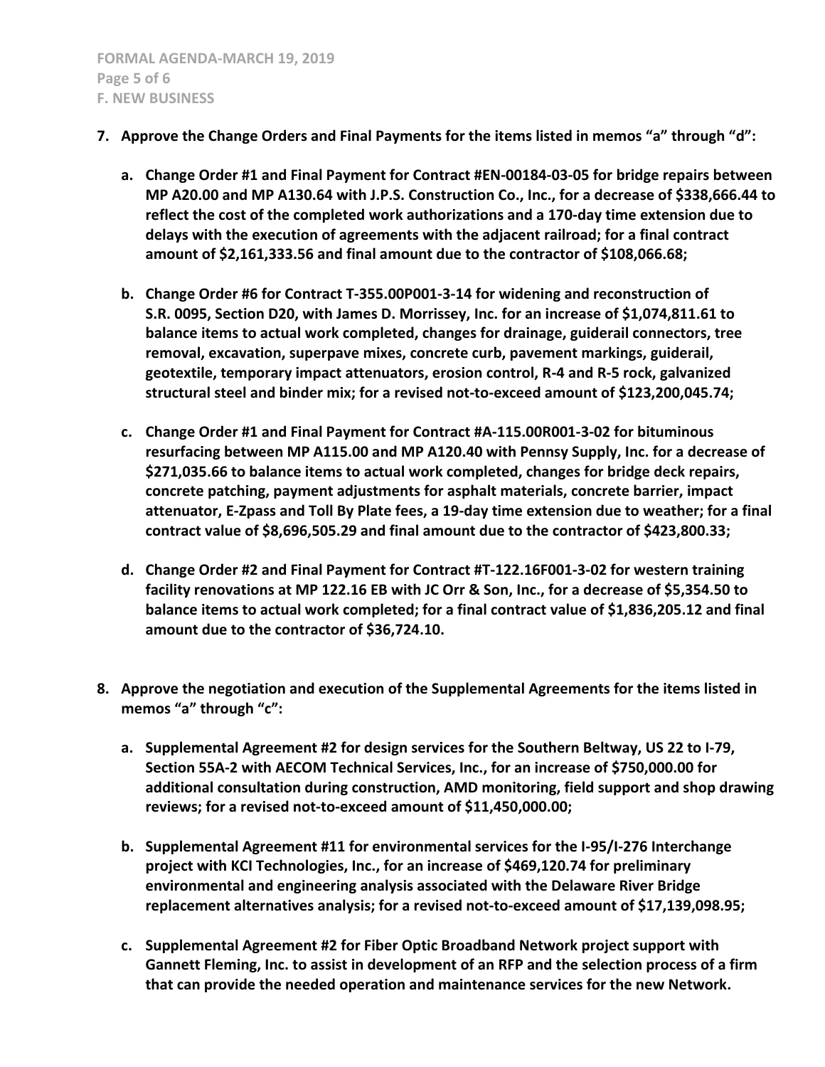7. **Approve the Change Orders and Final Payments for the items listed in memos “a” through “d”:**

   a. **Change Order #1 and Final Payment for Contract #EN-00184-03-05 for bridge repairs between MP A20.00 and MP A130.64 with J.P.S. Construction Co., Inc., for a decrease of $338,666.44 to reflect the cost of the completed work authorizations and a 170-day time extension due to delays with the execution of agreements with the adjacent railroad; for a final contract amount of $2,161,333.56 and final amount due to the contractor of $108,066.68;**

   b. **Change Order #6 for Contract T-355.00P001-3-14 for widening and reconstruction of S.R. 0095, Section D20, with James D. Morrissey, Inc. for an increase of $1,074,811.61 to balance items to actual work completed, changes for drainage, guiderail connectors, tree removal, excavation, superpave mixes, concrete curb, pavement markings, guiderail, geotextile, temporary impact attenuators, erosion control, R-4 and R-5 rock, galvanized structural steel and binder mix; for a revised not-to-exceed amount of $123,200,045.74;**

   c. **Change Order #1 and Final Payment for Contract #A-115.00R001-3-02 for bituminous resurfacing between MP A115.00 and MP A120.40 with Pennsy Supply, Inc. for a decrease of $271,035.66 to balance items to actual work completed, changes for bridge deck repairs, concrete patching, payment adjustments for asphalt materials, concrete barrier, impact attenuator, E-Zpass and Toll By Plate fees, a 19-day time extension due to weather; for a final contract value of $8,696,505.29 and final amount due to the contractor of $423,800.33;**

   d. **Change Order #2 and Final Payment for Contract #T-122.16F001-3-02 for western training facility renovations at MP 122.16 EB with JC Orr & Son, Inc., for a decrease of $5,354.50 to balance items to actual work completed; for a final contract value of $1,836,205.12 and final amount due to the contractor of $36,724.10.**

8. **Approve the negotiation and execution of the Supplemental Agreements for the items listed in memos “a” through “c”:**

   a. **Supplemental Agreement #2 for design services for the Southern Beltway, US 22 to I-79, Section 55A-2 with AECOM Technical Services, Inc., for an increase of $750,000.00 for additional consultation during construction, AMD monitoring, field support and shop drawing reviews; for a revised not-to-exceed amount of $11,450,000.00;**

   b. **Supplemental Agreement #11 for environmental services for the I-95/I-276 Interchange project with KCI Technologies, Inc., for an increase of $469,120.74 for preliminary environmental and engineering analysis associated with the Delaware River Bridge replacement alternatives analysis; for a revised not-to-exceed amount of $17,139,098.95;**

   c. **Supplemental Agreement #2 for Fiber Optic Broadband Network project support with Gannett Fleming, Inc. to assist in development of an RFP and the selection process of a firm that can provide the needed operation and maintenance services for the new Network.**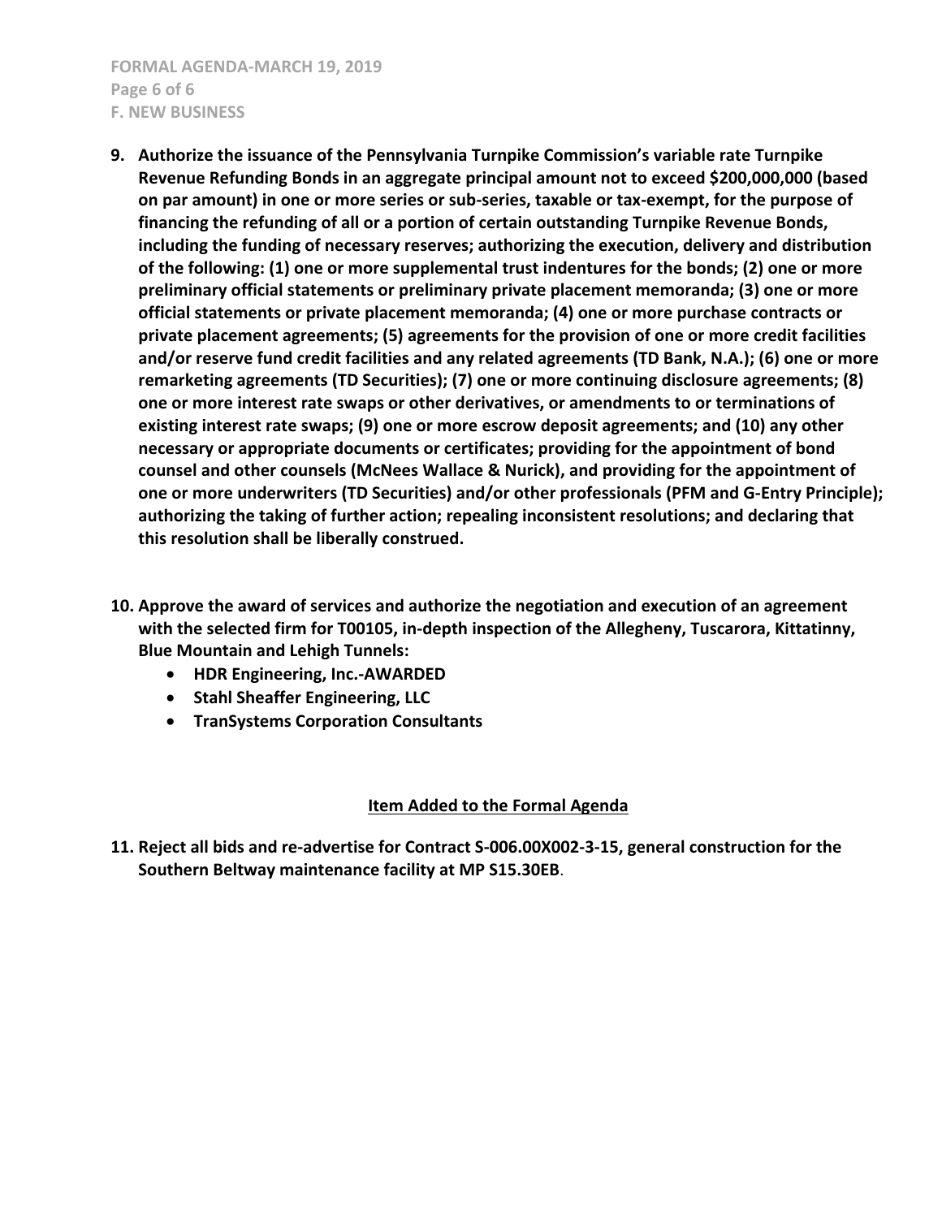9. **Authorize the issuance of the Pennsylvania Turnpike Commission's variable rate Turnpike Revenue Refunding Bonds in an aggregate principal amount not to exceed $200,000,000 (based on par amount) in one or more series or sub-series, taxable or tax-exempt, for the purpose of financing the refunding of all or a portion of certain outstanding Turnpike Revenue Bonds, including the funding of necessary reserves; authorizing the execution, delivery and distribution of the following: (1) one or more supplemental trust indentures for the bonds; (2) one or more preliminary official statements or preliminary private placement memoranda; (3) one or more official statements or private placement memoranda; (4) one or more purchase contracts or private placement agreements; (5) agreements for the provision of one or more credit facilities and/or reserve fund credit facilities and any related agreements (TD Bank, N.A.); (6) one or more remarketing agreements (TD Securities); (7) one or more continuing disclosure agreements; (8) one or more interest rate swaps or other derivatives, or amendments to or terminations of existing interest rate swaps; (9) one or more escrow deposit agreements; and (10) any other necessary or appropriate documents or certificates; providing for the appointment of bond counsel and other counsels (McNees Wallace & Nurick), and providing for the appointment of one or more underwriters (TD Securities) and/or other professionals (PFM and G-Entry Principle); authorizing the taking of further action; repealing inconsistent resolutions; and declaring that this resolution shall be liberally construed.**

10. **Approve the award of services and authorize the negotiation and execution of an agreement with the selected firm for T00105, in-depth inspection of the Allegheny, Tuscarora, Kittatinny, Blue Mountain and Lehigh Tunnels:**
    - **HDR Engineering, Inc.-AWARDED**
    - **Stahl Sheaffer Engineering, LLC**
    - **TranSystems Corporation Consultants**

**Item Added to the Formal Agenda**

11. **Reject all bids and re-advertise for Contract S-006.00X002-3-15, general construction for the Southern Beltway maintenance facility at MP S15.30EB**.